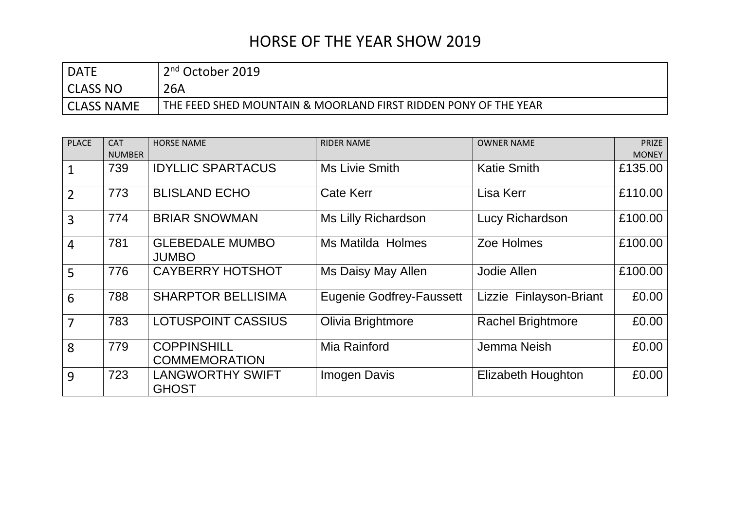# HORSE OF THE YEAR SHOW 2019

| DATE | 2nd October 2019 |
| --- | --- |
| CLASS NO | 26A |
| CLASS NAME | THE FEED SHED MOUNTAIN & MOORLAND FIRST RIDDEN PONY OF THE YEAR |

| PLACE | CAT NUMBER | HORSE NAME | RIDER NAME | OWNER NAME | PRIZE MONEY |
| --- | --- | --- | --- | --- | --- |
| 1 | 739 | IDYLLIC SPARTACUS | Ms Livie Smith | Katie Smith | £135.00 |
| 2 | 773 | BLISLAND ECHO | Cate Kerr | Lisa Kerr | £110.00 |
| 3 | 774 | BRIAR SNOWMAN | Ms Lilly Richardson | Lucy Richardson | £100.00 |
| 4 | 781 | GLEBEDALE MUMBO JUMBO | Ms Matilda Holmes | Zoe Holmes | £100.00 |
| 5 | 776 | CAYBERRY HOTSHOT | Ms Daisy May Allen | Jodie Allen | £100.00 |
| 6 | 788 | SHARPTOR BELLISIMA | Eugenie Godfrey-Faussett | Lizzie Finlayson-Briant | £0.00 |
| 7 | 783 | LOTUSPOINT CASSIUS | Olivia Brightmore | Rachel Brightmore | £0.00 |
| 8 | 779 | COPPINSHILL COMMEMORATION | Mia Rainford | Jemma Neish | £0.00 |
| 9 | 723 | LANGWORTHY SWIFT GHOST | Imogen Davis | Elizabeth Houghton | £0.00 |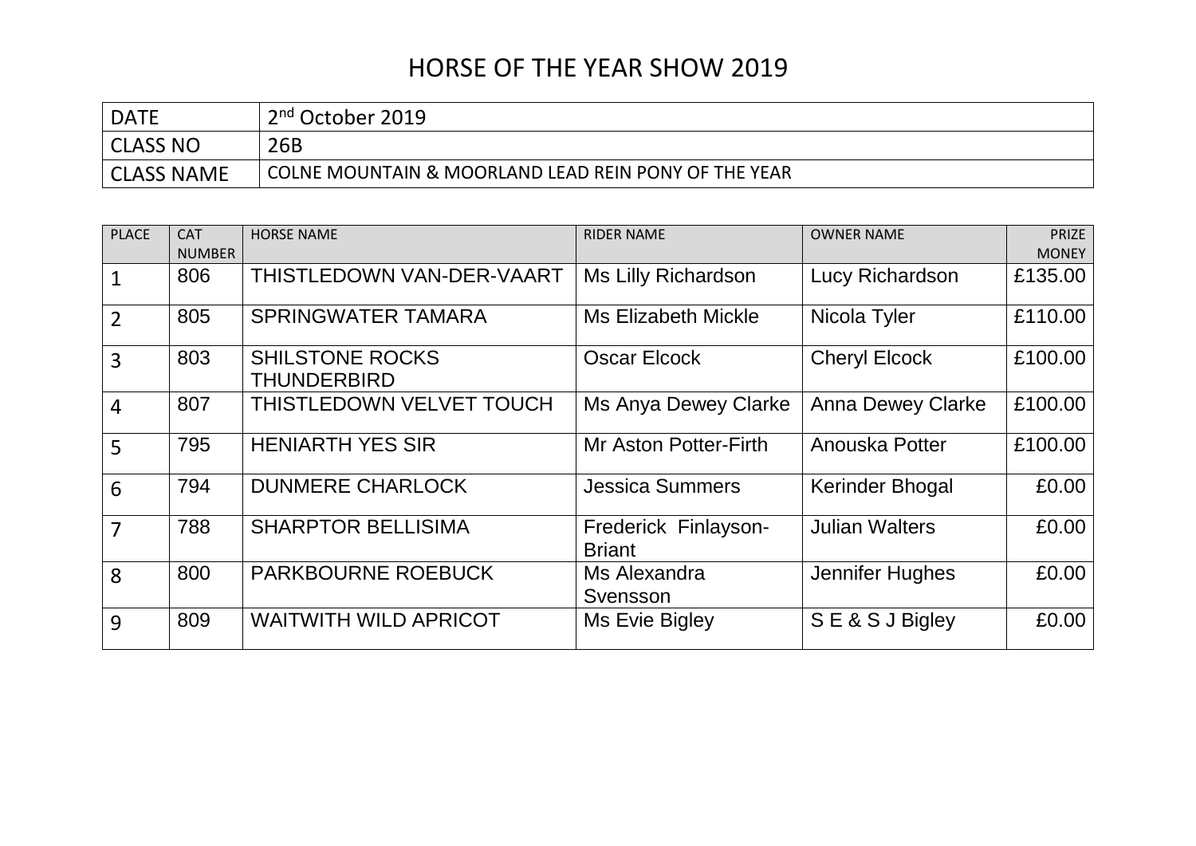# HORSE OF THE YEAR SHOW 2019

| DATE | 2nd October 2019 |
|---|---|
| CLASS NO | 26B |
| CLASS NAME | COLNE MOUNTAIN & MOORLAND LEAD REIN PONY OF THE YEAR |

| PLACE | CAT NUMBER | HORSE NAME | RIDER NAME | OWNER NAME | PRIZE MONEY |
|---|---|---|---|---|---|
| 1 | 806 | THISTLEDOWN VAN-DER-VAART | Ms Lilly Richardson | Lucy Richardson | £135.00 |
| 2 | 805 | SPRINGWATER TAMARA | Ms Elizabeth Mickle | Nicola Tyler | £110.00 |
| 3 | 803 | SHILSTONE ROCKS THUNDERBIRD | Oscar Elcock | Cheryl Elcock | £100.00 |
| 4 | 807 | THISTLEDOWN VELVET TOUCH | Ms Anya Dewey Clarke | Anna Dewey Clarke | £100.00 |
| 5 | 795 | HENIARTH YES SIR | Mr Aston Potter-Firth | Anouska Potter | £100.00 |
| 6 | 794 | DUNMERE CHARLOCK | Jessica Summers | Kerinder Bhogal | £0.00 |
| 7 | 788 | SHARPTOR BELLISIMA | Frederick Finlayson-Briant | Julian Walters | £0.00 |
| 8 | 800 | PARKBOURNE ROEBUCK | Ms Alexandra Svensson | Jennifer Hughes | £0.00 |
| 9 | 809 | WAITWITH WILD APRICOT | Ms Evie Bigley | S E & S J Bigley | £0.00 |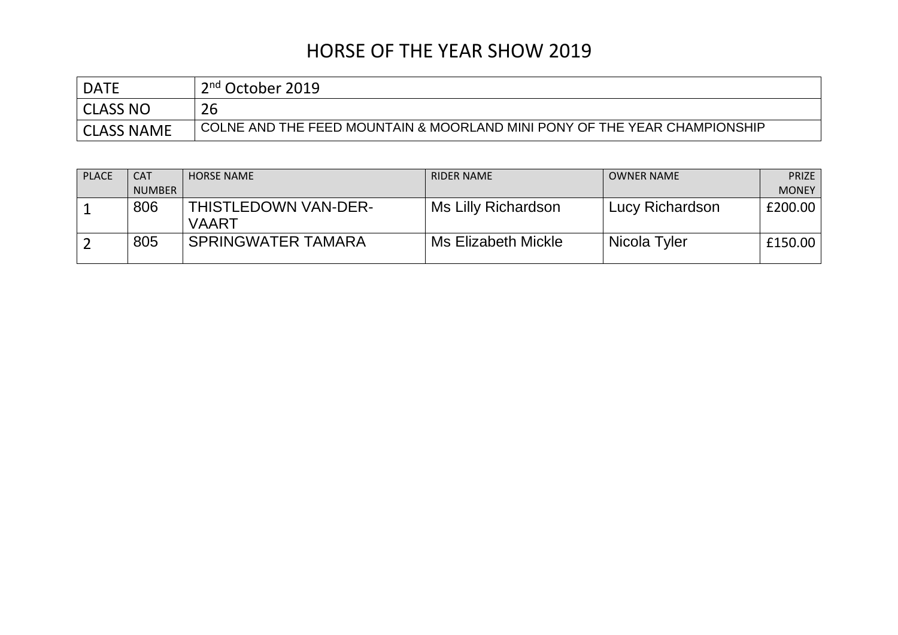# HORSE OF THE YEAR SHOW 2019

| | |
|---|---|
| DATE | 2nd October 2019 |
| CLASS NO | 26 |
| CLASS NAME | COLNE AND THE FEED MOUNTAIN & MOORLAND MINI PONY OF THE YEAR CHAMPIONSHIP |

| PLACE | CAT NUMBER | HORSE NAME | RIDER NAME | OWNER NAME | PRIZE MONEY |
|---|---|---|---|---|---|
| 1 | 806 | THISTLEDOWN VAN-DER-VAART | Ms Lilly Richardson | Lucy Richardson | £200.00 |
| 2 | 805 | SPRINGWATER TAMARA | Ms Elizabeth Mickle | Nicola Tyler | £150.00 |